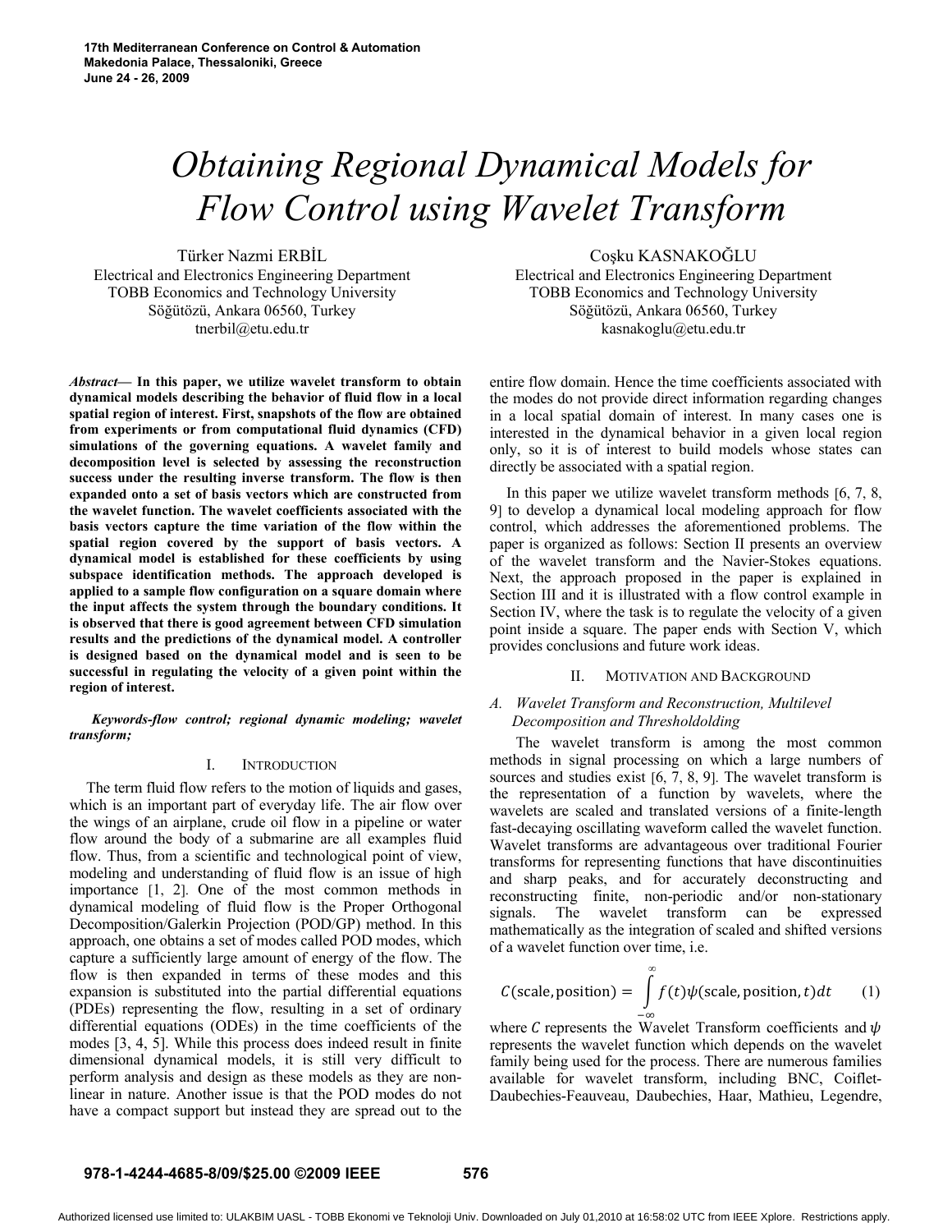# Obtaining Regional Dynamical Models for Flow Control using Wavelet Transform

Türker Nazmi ERBİL
Electrical and Electronics Engineering Department
TOBB Economics and Technology University
Söğütözü, Ankara 06560, Turkey
tnerbil@etu.edu.tr

Coşku KASNAKOĞLU
Electrical and Electronics Engineering Department
TOBB Economics and Technology University
Söğütözü, Ankara 06560, Turkey
kasnakoglu@etu.edu.tr

***Abstract*— In this paper, we utilize wavelet transform to obtain dynamical models describing the behavior of fluid flow in a local spatial region of interest. First, snapshots of the flow are obtained from experiments or from computational fluid dynamics (CFD) simulations of the governing equations. A wavelet family and decomposition level is selected by assessing the reconstruction success under the resulting inverse transform. The flow is then expanded onto a set of basis vectors which are constructed from the wavelet function. The wavelet coefficients associated with the basis vectors capture the time variation of the flow within the spatial region covered by the support of basis vectors. A dynamical model is established for these coefficients by using subspace identification methods. The approach developed is applied to a sample flow configuration on a square domain where the input affects the system through the boundary conditions. It is observed that there is good agreement between CFD simulation results and the predictions of the dynamical model. A controller is designed based on the dynamical model and is seen to be successful in regulating the velocity of a given point within the region of interest.**

***Keywords-flow control; regional dynamic modeling; wavelet transform;***

## I. Introduction

The term fluid flow refers to the motion of liquids and gases, which is an important part of everyday life. The air flow over the wings of an airplane, crude oil flow in a pipeline or water flow around the body of a submarine are all examples fluid flow. Thus, from a scientific and technological point of view, modeling and understanding of fluid flow is an issue of high importance [1, 2]. One of the most common methods in dynamical modeling of fluid flow is the Proper Orthogonal Decomposition/Galerkin Projection (POD/GP) method. In this approach, one obtains a set of modes called POD modes, which capture a sufficiently large amount of energy of the flow. The flow is then expanded in terms of these modes and this expansion is substituted into the partial differential equations (PDEs) representing the flow, resulting in a set of ordinary differential equations (ODEs) in the time coefficients of the modes [3, 4, 5]. While this process does indeed result in finite dimensional dynamical models, it is still very difficult to perform analysis and design as these models as they are non-linear in nature. Another issue is that the POD modes do not have a compact support but instead they are spread out to the entire flow domain. Hence the time coefficients associated with the modes do not provide direct information regarding changes in a local spatial domain of interest. In many cases one is interested in the dynamical behavior in a given local region only, so it is of interest to build models whose states can directly be associated with a spatial region.

In this paper we utilize wavelet transform methods [6, 7, 8, 9] to develop a dynamical local modeling approach for flow control, which addresses the aforementioned problems. The paper is organized as follows: Section II presents an overview of the wavelet transform and the Navier-Stokes equations. Next, the approach proposed in the paper is explained in Section III and it is illustrated with a flow control example in Section IV, where the task is to regulate the velocity of a given point inside a square. The paper ends with Section V, which provides conclusions and future work ideas.

## II. Motivation and Background

### A. Wavelet Transform and Reconstruction, Multilevel Decomposition and Thresholdolding

The wavelet transform is among the most common methods in signal processing on which a large numbers of sources and studies exist [6, 7, 8, 9]. The wavelet transform is the representation of a function by wavelets, where the wavelets are scaled and translated versions of a finite-length fast-decaying oscillating waveform called the wavelet function. Wavelet transforms are advantageous over traditional Fourier transforms for representing functions that have discontinuities and sharp peaks, and for accurately deconstructing and reconstructing finite, non-periodic and/or non-stationary signals. The wavelet transform can be expressed mathematically as the integration of scaled and shifted versions of a wavelet function over time, i.e.

$$C(\text{scale}, \text{position}) = \int_{-\infty}^{\infty} f(t)\psi(\text{scale}, \text{position}, t)dt \qquad (1)$$

where $C$ represents the Wavelet Transform coefficients and $\psi$ represents the wavelet function which depends on the wavelet family being used for the process. There are numerous families available for wavelet transform, including BNC, Coiflet-Daubechies-Feauveau, Daubechies, Haar, Mathieu, Legendre,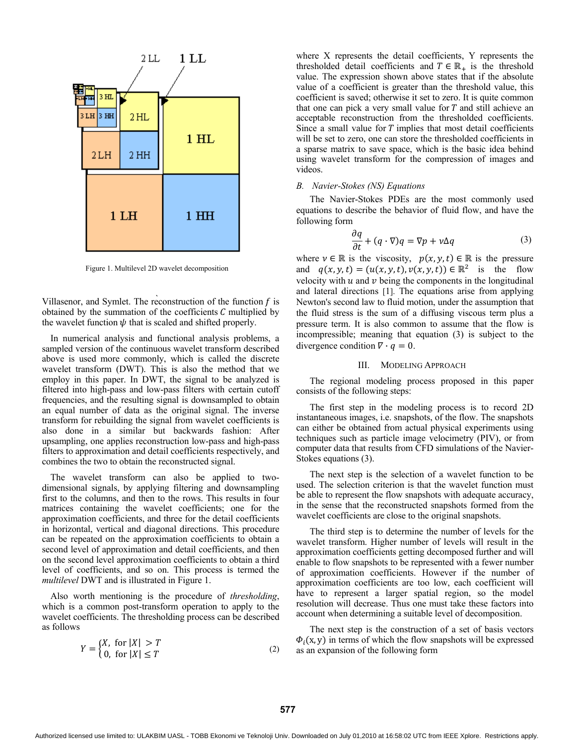2 LL

1 LL

3 HL

3 LH

3 HH

2 HL

2 LH

2 HH

1 HL

1 LH

1 HH

Figure 1. Multilevel 2D wavelet decomposition

Villasenor, and Symlet. The reconstruction of the function $f$ is obtained by the summation of the coefficients $C$ multiplied by the wavelet function $\psi$ that is scaled and shifted properly.

In numerical analysis and functional analysis problems, a sampled version of the continuous wavelet transform described above is used more commonly, which is called the discrete wavelet transform (DWT). This is also the method that we employ in this paper. In DWT, the signal to be analyzed is filtered into high-pass and low-pass filters with certain cutoff frequencies, and the resulting signal is downsampled to obtain an equal number of data as the original signal. The inverse transform for rebuilding the signal from wavelet coefficients is also done in a similar but backwards fashion: After upsampling, one applies reconstruction low-pass and high-pass filters to approximation and detail coefficients respectively, and combines the two to obtain the reconstructed signal.

The wavelet transform can also be applied to two-dimensional signals, by applying filtering and downsampling first to the columns, and then to the rows. This results in four matrices containing the wavelet coefficients; one for the approximation coefficients, and three for the detail coefficients in horizontal, vertical and diagonal directions. This procedure can be repeated on the approximation coefficients to obtain a second level of approximation and detail coefficients, and then on the second level approximation coefficients to obtain a third level of coefficients, and so on. This process is termed the *multilevel* DWT and is illustrated in Figure 1.

Also worth mentioning is the procedure of *thresholding*, which is a common post-transform operation to apply to the wavelet coefficients. The thresholding process can be described as follows

$$Y = \begin{cases} X, & \text{for } |X| > T \\ 0, & \text{for } |X| \leq T \end{cases} \tag{2}$$

where X represents the detail coefficients, Y represents the thresholded detail coefficients and $T \in \mathbb{R}_+$ is the threshold value. The expression shown above states that if the absolute value of a coefficient is greater than the threshold value, this coefficient is saved; otherwise it set to zero. It is quite common that one can pick a very small value for $T$ and still achieve an acceptable reconstruction from the thresholded coefficients. Since a small value for $T$ implies that most detail coefficients will be set to zero, one can store the thresholded coefficients in a sparse matrix to save space, which is the basic idea behind using wavelet transform for the compression of images and videos.

### B. Navier-Stokes (NS) Equations

The Navier-Stokes PDEs are the most commonly used equations to describe the behavior of fluid flow, and have the following form

$$\frac{\partial q}{\partial t} + (q \cdot \nabla)q = \nabla p + \nu \Delta q \tag{3}$$

where $\nu \in \mathbb{R}$ is the viscosity, $p(x,y,t) \in \mathbb{R}$ is the pressure and $q(x,y,t) = (u(x,y,t), v(x,y,t)) \in \mathbb{R}^2$ is the flow velocity with $u$ and $v$ being the components in the longitudinal and lateral directions [1]. The equations arise from applying Newton's second law to fluid motion, under the assumption that the fluid stress is the sum of a diffusing viscous term plus a pressure term. It is also common to assume that the flow is incompressible; meaning that equation (3) is subject to the divergence condition $\nabla \cdot q = 0$.

## III. Modeling Approach

The regional modeling process proposed in this paper consists of the following steps:

The first step in the modeling process is to record 2D instantaneous images, i.e. snapshots, of the flow. The snapshots can either be obtained from actual physical experiments using techniques such as particle image velocimetry (PIV), or from computer data that results from CFD simulations of the Navier-Stokes equations (3).

The next step is the selection of a wavelet function to be used. The selection criterion is that the wavelet function must be able to represent the flow snapshots with adequate accuracy, in the sense that the reconstructed snapshots formed from the wavelet coefficients are close to the original snapshots.

The third step is to determine the number of levels for the wavelet transform. Higher number of levels will result in the approximation coefficients getting decomposed further and will enable to flow snapshots to be represented with a fewer number of approximation coefficients. However if the number of approximation coefficients are too low, each coefficient will have to represent a larger spatial region, so the model resolution will decrease. Thus one must take these factors into account when determining a suitable level of decomposition.

The next step is the construction of a set of basis vectors $\Phi_i(x,y)$ in terms of which the flow snapshots will be expressed as an expansion of the following form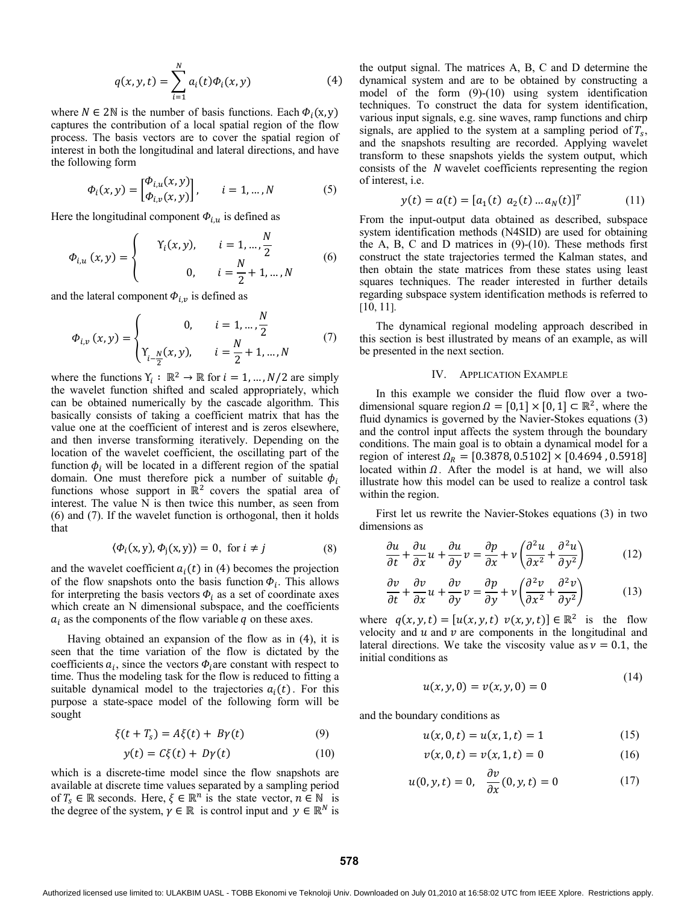$$q(x,y,t) = \sum_{i=1}^{N} a_i(t)\Phi_i(x,y) \tag{4}$$

where $N \in 2\mathbb{N}$ is the number of basis functions. Each $\Phi_i(\mathrm{x,y})$ captures the contribution of a local spatial region of the flow process. The basis vectors are to cover the spatial region of interest in both the longitudinal and lateral directions, and have the following form

$$\Phi_i(x,y) = \begin{bmatrix} \Phi_{i,u}(x,y) \\ \Phi_{i,v}(x,y) \end{bmatrix}, \qquad i = 1,\dots,N \tag{5}$$

Here the longitudinal component $\Phi_{i,u}$ is defined as

$$\Phi_{i,u}\,(x,y) = \begin{cases} \Upsilon_i(x,y), & i = 1,\dots,\dfrac{N}{2} \\ 0, & i = \dfrac{N}{2}+1,\dots,N \end{cases} \tag{6}$$

and the lateral component $\Phi_{i,v}$ is defined as

$$\Phi_{i,v}\,(x,y) = \begin{cases} 0, & i = 1,\dots,\dfrac{N}{2} \\ \Upsilon_{i-\frac{N}{2}}(x,y), & i = \dfrac{N}{2}+1,\dots,N \end{cases} \tag{7}$$

where the functions $\Upsilon_i : \mathbb{R}^2 \to \mathbb{R}$ for $i = 1,\dots,N/2$ are simply the wavelet function shifted and scaled appropriately, which can be obtained numerically by the cascade algorithm. This basically consists of taking a coefficient matrix that has the value one at the coefficient of interest and is zeros elsewhere, and then inverse transforming iteratively. Depending on the location of the wavelet coefficient, the oscillating part of the function $\phi_i$ will be located in a different region of the spatial domain. One must therefore pick a number of suitable $\phi_i$ functions whose support in $\mathbb{R}^2$ covers the spatial area of interest. The value N is then twice this number, as seen from (6) and (7). If the wavelet function is orthogonal, then it holds that

$$\langle \Phi_i(\mathrm{x,y}), \Phi_j(\mathrm{x,y}) \rangle = 0, \text{ for } i \neq j \tag{8}$$

and the wavelet coefficient $a_i(t)$ in (4) becomes the projection of the flow snapshots onto the basis function $\Phi_i$. This allows for interpreting the basis vectors $\Phi_i$ as a set of coordinate axes which create an N dimensional subspace, and the coefficients $a_i$ as the components of the flow variable $q$ on these axes.

Having obtained an expansion of the flow as in (4), it is seen that the time variation of the flow is dictated by the coefficients $a_i$, since the vectors $\Phi_i$ are constant with respect to time. Thus the modeling task for the flow is reduced to fitting a suitable dynamical model to the trajectories $a_i(t)$. For this purpose a state-space model of the following form will be sought

$$\xi(t + T_s) = A\xi(t) + B\gamma(t) \tag{9}$$

$$y(t) = C\xi(t) + D\gamma(t) \tag{10}$$

which is a discrete-time model since the flow snapshots are available at discrete time values separated by a sampling period of $T_s \in \mathbb{R}$ seconds. Here, $\xi \in \mathbb{R}^n$ is the state vector, $n \in \mathbb{N}$ is the degree of the system, $\gamma \in \mathbb{R}$ is control input and $y \in \mathbb{R}^N$ is the output signal. The matrices A, B, C and D determine the dynamical system and are to be obtained by constructing a model of the form (9)-(10) using system identification techniques. To construct the data for system identification, various input signals, e.g. sine waves, ramp functions and chirp signals, are applied to the system at a sampling period of $T_s$, and the snapshots resulting are recorded. Applying wavelet transform to these snapshots yields the system output, which consists of the $N$ wavelet coefficients representing the region of interest, i.e.

$$y(t) = a(t) = [a_1(t)\;\; a_2(t) \dots a_N(t)]^T \tag{11}$$

From the input-output data obtained as described, subspace system identification methods (N4SID) are used for obtaining the A, B, C and D matrices in (9)-(10). These methods first construct the state trajectories termed the Kalman states, and then obtain the state matrices from these states using least squares techniques. The reader interested in further details regarding subspace system identification methods is referred to [10, 11].

The dynamical regional modeling approach described in this section is best illustrated by means of an example, as will be presented in the next section.

## IV. Application Example

In this example we consider the fluid flow over a two-dimensional square region $\Omega = [0,1] \times [0,1] \subset \mathbb{R}^2$, where the fluid dynamics is governed by the Navier-Stokes equations (3) and the control input affects the system through the boundary conditions. The main goal is to obtain a dynamical model for a region of interest $\Omega_R = [0.3878, 0.5102] \times [0.4694\,, 0.5918]$ located within $\Omega$. After the model is at hand, we will also illustrate how this model can be used to realize a control task within the region.

First let us rewrite the Navier-Stokes equations (3) in two dimensions as

$$\frac{\partial u}{\partial t} + \frac{\partial u}{\partial x}u + \frac{\partial u}{\partial y}v = \frac{\partial p}{\partial x} + \nu\left(\frac{\partial^2 u}{\partial x^2} + \frac{\partial^2 u}{\partial y^2}\right) \tag{12}$$

$$\frac{\partial v}{\partial t} + \frac{\partial v}{\partial x}u + \frac{\partial v}{\partial y}v = \frac{\partial p}{\partial y} + \nu\left(\frac{\partial^2 v}{\partial x^2} + \frac{\partial^2 v}{\partial y^2}\right) \tag{13}$$

where $q(x,y,t) = [u(x,y,t)\;\; v(x,y,t)] \in \mathbb{R}^2$ is the flow velocity and $u$ and $v$ are components in the longitudinal and lateral directions. We take the viscosity value as $\nu = 0.1$, the initial conditions as

$$u(x,y,0) = v(x,y,0) = 0 \tag{14}$$

and the boundary conditions as

$$u(x,0,t) = u(x,1,t) = 1 \tag{15}$$

$$v(x,0,t) = v(x,1,t) = 0 \tag{16}$$

$$u(0,y,t) = 0, \quad \frac{\partial v}{\partial x}(0,y,t) = 0 \tag{17}$$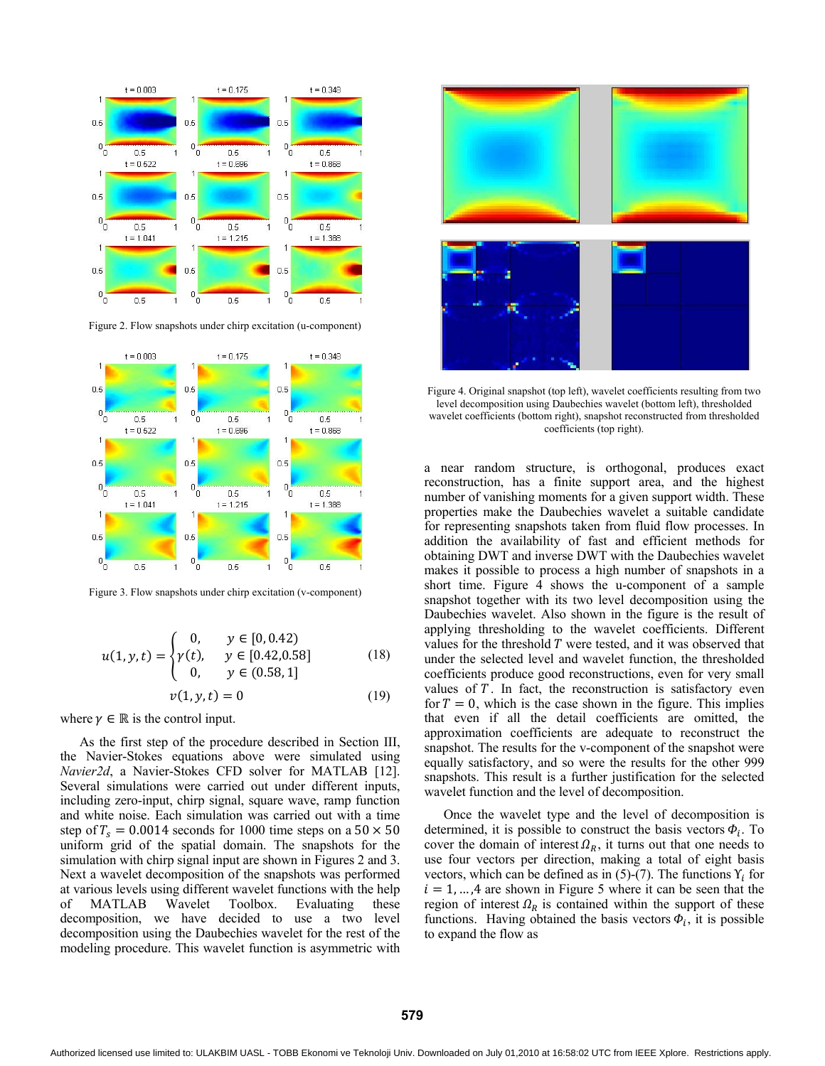Figure 2. Flow snapshots under chirp excitation (u-component)

Figure 3. Flow snapshots under chirp excitation (v-component)

$$u(1,y,t) = \begin{cases} 0, & y \in [0, 0.42) \\ \gamma(t), & y \in [0.42, 0.58] \\ 0, & y \in (0.58, 1] \end{cases} \qquad (18)$$

$$v(1,y,t) = 0 \qquad (19)$$

where $\gamma \in \mathbb{R}$ is the control input.

As the first step of the procedure described in Section III, the Navier-Stokes equations above were simulated using *Navier2d*, a Navier-Stokes CFD solver for MATLAB [12]. Several simulations were carried out under different inputs, including zero-input, chirp signal, square wave, ramp function and white noise. Each simulation was carried out with a time step of $T_s = 0.0014$ seconds for 1000 time steps on a $50 \times 50$ uniform grid of the spatial domain. The snapshots for the simulation with chirp signal input are shown in Figures 2 and 3. Next a wavelet decomposition of the snapshots was performed at various levels using different wavelet functions with the help of MATLAB Wavelet Toolbox. Evaluating these decomposition, we have decided to use a two level decomposition using the Daubechies wavelet for the rest of the modeling procedure. This wavelet function is asymmetric with a near random structure, is orthogonal, produces exact reconstruction, has a finite support area, and the highest number of vanishing moments for a given support width. These properties make the Daubechies wavelet a suitable candidate for representing snapshots taken from fluid flow processes. In addition the availability of fast and efficient methods for obtaining DWT and inverse DWT with the Daubechies wavelet makes it possible to process a high number of snapshots in a short time. Figure 4 shows the u-component of a sample snapshot together with its two level decomposition using the Daubechies wavelet. Also shown in the figure is the result of applying thresholding to the wavelet coefficients. Different values for the threshold $T$ were tested, and it was observed that under the selected level and wavelet function, the thresholded coefficients produce good reconstructions, even for very small values of $T$. In fact, the reconstruction is satisfactory even for $T = 0$, which is the case shown in the figure. This implies that even if all the detail coefficients are omitted, the approximation coefficients are adequate to reconstruct the snapshot. The results for the v-component of the snapshot were equally satisfactory, and so were the results for the other 999 snapshots. This result is a further justification for the selected wavelet function and the level of decomposition.

Figure 4. Original snapshot (top left), wavelet coefficients resulting from two level decomposition using Daubechies wavelet (bottom left), thresholded wavelet coefficients (bottom right), snapshot reconstructed from thresholded coefficients (top right).

Once the wavelet type and the level of decomposition is determined, it is possible to construct the basis vectors $\Phi_i$. To cover the domain of interest $\Omega_R$, it turns out that one needs to use four vectors per direction, making a total of eight basis vectors, which can be defined as in (5)-(7). The functions $\Upsilon_i$ for $i = 1, \ldots, 4$ are shown in Figure 5 where it can be seen that the region of interest $\Omega_R$ is contained within the support of these functions. Having obtained the basis vectors $\Phi_i$, it is possible to expand the flow as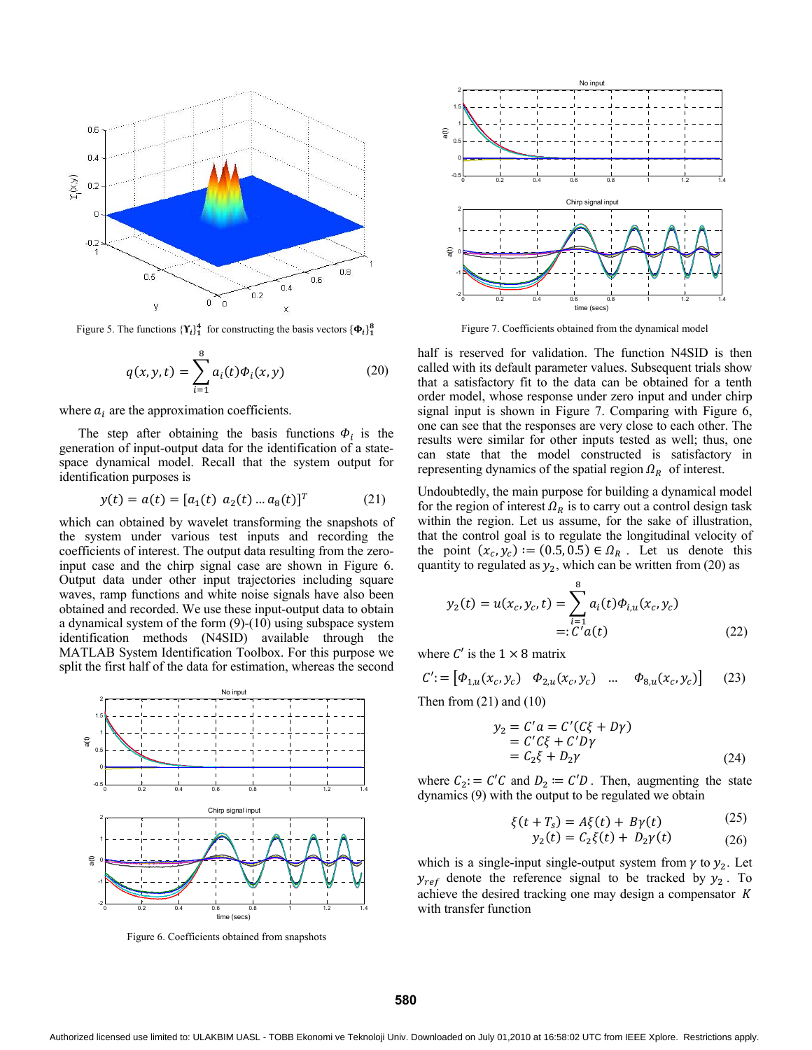Figure 5. The functions $\{\Upsilon_i\}_1^4$ for constructing the basis vectors $\{\Phi_i\}_1^8$

$$q(x, y, t) = \sum_{i=1}^{8} a_i(t)\Phi_i(x, y) \tag{20}$$

where $a_i$ are the approximation coefficients.

The step after obtaining the basis functions $\Phi_i$ is the generation of input-output data for the identification of a state-space dynamical model. Recall that the system output for identification purposes is

$$y(t) = a(t) = [a_1(t)\ a_2(t) \dots a_8(t)]^T \tag{21}$$

which can obtained by wavelet transforming the snapshots of the system under various test inputs and recording the coefficients of interest. The output data resulting from the zero-input case and the chirp signal case are shown in Figure 6. Output data under other input trajectories including square waves, ramp functions and white noise signals have also been obtained and recorded. We use these input-output data to obtain a dynamical system of the form (9)-(10) using subspace system identification methods (N4SID) available through the MATLAB System Identification Toolbox. For this purpose we split the first half of the data for estimation, whereas the second

Figure 6. Coefficients obtained from snapshots

Figure 7. Coefficients obtained from the dynamical model

half is reserved for validation. The function N4SID is then called with its default parameter values. Subsequent trials show that a satisfactory fit to the data can be obtained for a tenth order model, whose response under zero input and under chirp signal input is shown in Figure 7. Comparing with Figure 6, one can see that the responses are very close to each other. The results were similar for other inputs tested as well; thus, one can state that the model constructed is satisfactory in representing dynamics of the spatial region $\Omega_R$ of interest.

Undoubtedly, the main purpose for building a dynamical model for the region of interest $\Omega_R$ is to carry out a control design task within the region. Let us assume, for the sake of illustration, that the control goal is to regulate the longitudinal velocity of the point $(x_c, y_c) := (0.5, 0.5) \in \Omega_R$. Let us denote this quantity to regulated as $y_2$, which can be written from (20) as

$$y_2(t) = u(x_c, y_c, t) = \sum_{i=1}^{8} a_i(t)\Phi_{i,u}(x_c, y_c) =: C' a(t) \tag{22}$$

where $C'$ is the $1 \times 8$ matrix

$$C' := [\Phi_{1,u}(x_c, y_c) \quad \Phi_{2,u}(x_c, y_c) \quad \dots \quad \Phi_{8,u}(x_c, y_c)] \tag{23}$$

Then from (21) and (10)

$$\begin{aligned} y_2 &= C'a = C'(C\xi + D\gamma) \\ &= C'C\xi + C'D\gamma \\ &= C_2\xi + D_2\gamma \end{aligned} \tag{24}$$

where $C_2 := C'C$ and $D_2 := C'D$. Then, augmenting the state dynamics (9) with the output to be regulated we obtain

$$\xi(t + T_s) = A\xi(t) + B\gamma(t) \tag{25}$$

$$y_2(t) = C_2\xi(t) + D_2\gamma(t) \tag{26}$$

which is a single-input single-output system from $\gamma$ to $y_2$. Let $y_{ref}$ denote the reference signal to be tracked by $y_2$. To achieve the desired tracking one may design a compensator $K$ with transfer function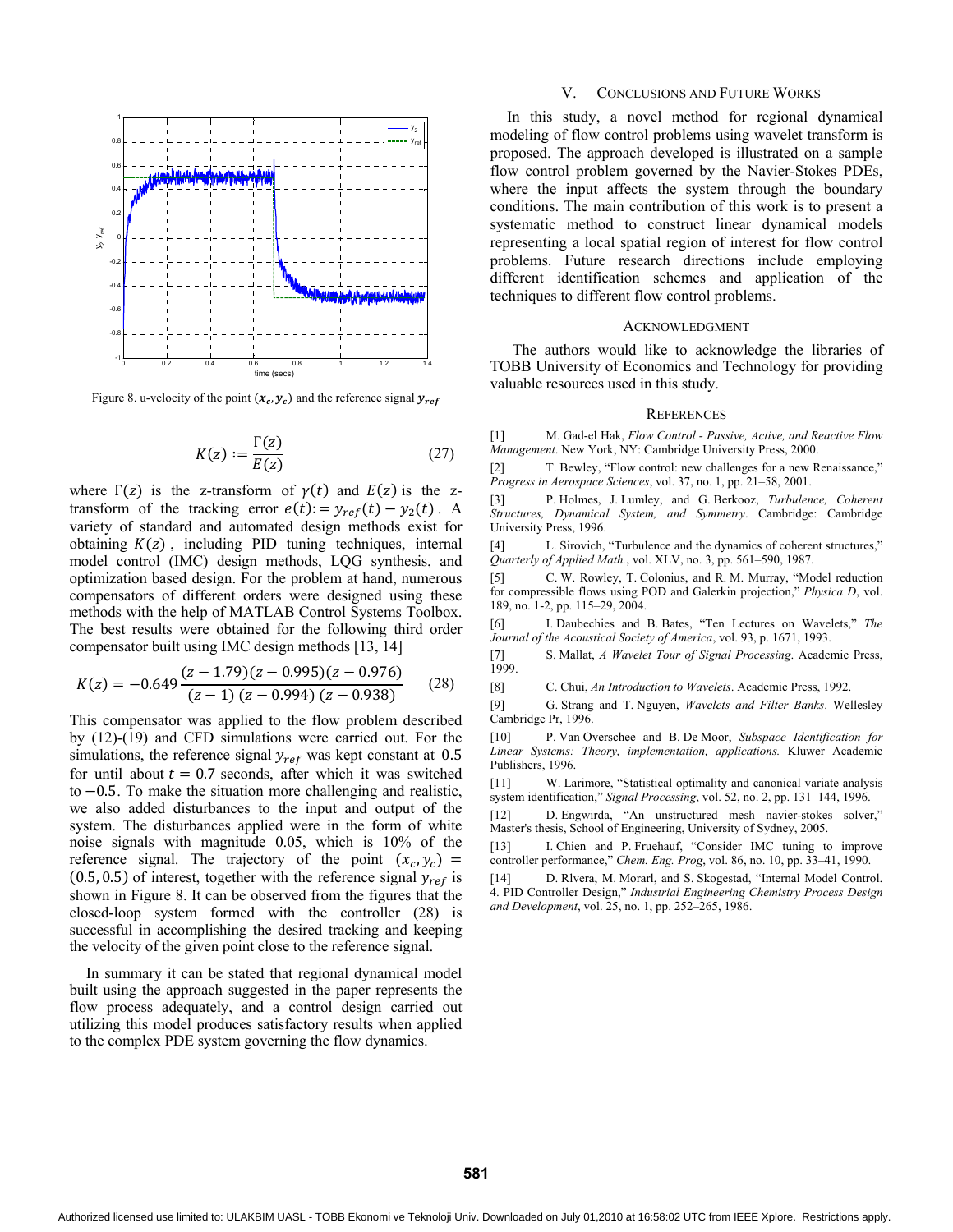1
0.8
0.6
0.4
0.2
0
-0.2
-0.4
-0.6
-0.8
-1
0 0.2 0.4 0.6 0.8 1 1.2 1.4
time (secs)
$y_2$, $y_{ref}$
$y_2$
$y_{ref}$

Figure 8. u-velocity of the point $(x_c, y_c)$ and the reference signal $y_{ref}$

$$K(z) := \frac{\Gamma(z)}{E(z)} \tag{27}$$

where $\Gamma(z)$ is the z-transform of $\gamma(t)$ and $E(z)$ is the z-transform of the tracking error $e(t) := y_{ref}(t) - y_2(t)$. A variety of standard and automated design methods exist for obtaining $K(z)$, including PID tuning techniques, internal model control (IMC) design methods, LQG synthesis, and optimization based design. For the problem at hand, numerous compensators of different orders were designed using these methods with the help of MATLAB Control Systems Toolbox. The best results were obtained for the following third order compensator built using IMC design methods [13, 14]

$$K(z) = -0.649 \frac{(z-1.79)(z-0.995)(z-0.976)}{(z-1)\,(z-0.994)\,(z-0.938)} \tag{28}$$

This compensator was applied to the flow problem described by (12)-(19) and CFD simulations were carried out. For the simulations, the reference signal $y_{ref}$ was kept constant at $0.5$ for until about $t = 0.7$ seconds, after which it was switched to $-0.5$. To make the situation more challenging and realistic, we also added disturbances to the input and output of the system. The disturbances applied were in the form of white noise signals with magnitude 0.05, which is 10% of the reference signal. The trajectory of the point $(x_c, y_c) = (0.5, 0.5)$ of interest, together with the reference signal $y_{ref}$ is shown in Figure 8. It can be observed from the figures that the closed-loop system formed with the controller (28) is successful in accomplishing the desired tracking and keeping the velocity of the given point close to the reference signal.

In summary it can be stated that regional dynamical model built using the approach suggested in the paper represents the flow process adequately, and a control design carried out utilizing this model produces satisfactory results when applied to the complex PDE system governing the flow dynamics.

## V. Conclusions and Future Works

In this study, a novel method for regional dynamical modeling of flow control problems using wavelet transform is proposed. The approach developed is illustrated on a sample flow control problem governed by the Navier-Stokes PDEs, where the input affects the system through the boundary conditions. The main contribution of this work is to present a systematic method to construct linear dynamical models representing a local spatial region of interest for flow control problems. Future research directions include employing different identification schemes and application of the techniques to different flow control problems.

## Acknowledgment

The authors would like to acknowledge the libraries of TOBB University of Economics and Technology for providing valuable resources used in this study.

## References

[1] M. Gad-el Hak, *Flow Control - Passive, Active, and Reactive Flow Management*. New York, NY: Cambridge University Press, 2000.

[2] T. Bewley, "Flow control: new challenges for a new Renaissance," *Progress in Aerospace Sciences*, vol. 37, no. 1, pp. 21–58, 2001.

[3] P. Holmes, J. Lumley, and G. Berkooz, *Turbulence, Coherent Structures, Dynamical System, and Symmetry*. Cambridge: Cambridge University Press, 1996.

[4] L. Sirovich, "Turbulence and the dynamics of coherent structures," *Quarterly of Applied Math.*, vol. XLV, no. 3, pp. 561–590, 1987.

[5] C. W. Rowley, T. Colonius, and R. M. Murray, "Model reduction for compressible flows using POD and Galerkin projection," *Physica D*, vol. 189, no. 1-2, pp. 115–29, 2004.

[6] I. Daubechies and B. Bates, "Ten Lectures on Wavelets," *The Journal of the Acoustical Society of America*, vol. 93, p. 1671, 1993.

[7] S. Mallat, *A Wavelet Tour of Signal Processing*. Academic Press, 1999.

[8] C. Chui, *An Introduction to Wavelets*. Academic Press, 1992.

[9] G. Strang and T. Nguyen, *Wavelets and Filter Banks*. Wellesley Cambridge Pr, 1996.

[10] P. Van Overschee and B. De Moor, *Subspace Identification for Linear Systems: Theory, implementation, applications.* Kluwer Academic Publishers, 1996.

[11] W. Larimore, "Statistical optimality and canonical variate analysis system identification," *Signal Processing*, vol. 52, no. 2, pp. 131–144, 1996.

[12] D. Engwirda, "An unstructured mesh navier-stokes solver," Master's thesis, School of Engineering, University of Sydney, 2005.

[13] I. Chien and P. Fruehauf, "Consider IMC tuning to improve controller performance," *Chem. Eng. Prog*, vol. 86, no. 10, pp. 33–41, 1990.

[14] D. Rlvera, M. Morarl, and S. Skogestad, "Internal Model Control. 4. PID Controller Design," *Industrial Engineering Chemistry Process Design and Development*, vol. 25, no. 1, pp. 252–265, 1986.